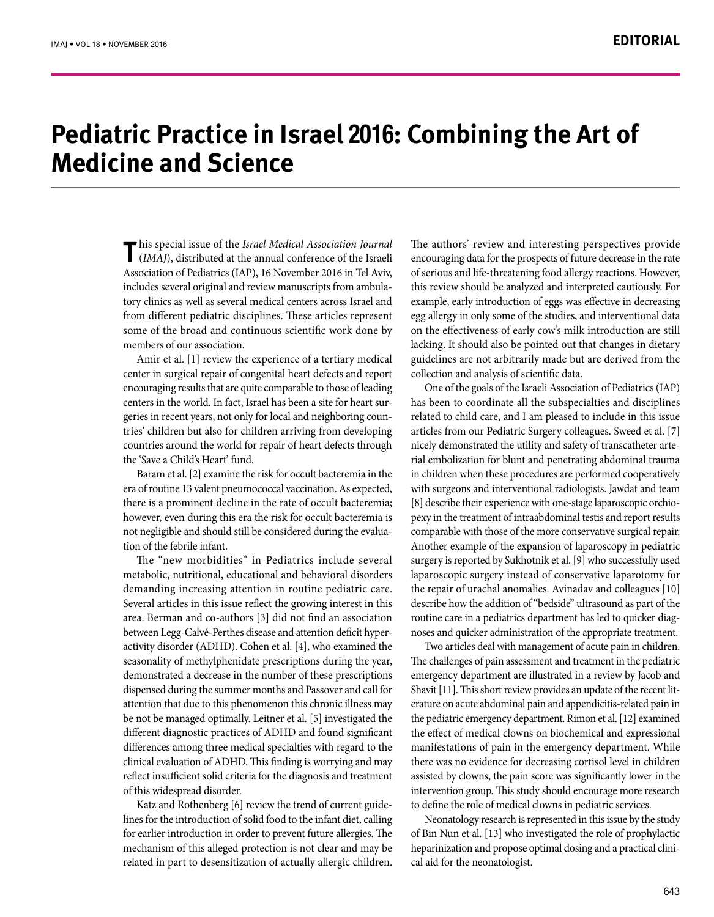# Pediatric Practice in Israel 2016: Combining the Art of Medicine and Science

This special issue of the *Israel Medical Association Journal* (*IMAJ*), distributed at the annual conference of the Israeli Association of Pediatrics (IAP), 16 November 2016 in Tel Aviv, includes several original and review manuscripts from ambulatory clinics as well as several medical centers across Israel and from different pediatric disciplines. These articles represent some of the broad and continuous scientific work done by members of our association.

Amir et al. [1] review the experience of a tertiary medical center in surgical repair of congenital heart defects and report encouraging results that are quite comparable to those of leading centers in the world. In fact, Israel has been a site for heart surgeries in recent years, not only for local and neighboring countries' children but also for children arriving from developing countries around the world for repair of heart defects through the 'Save a Child's Heart' fund.

Baram et al. [2] examine the risk for occult bacteremia in the era of routine 13 valent pneumococcal vaccination. As expected, there is a prominent decline in the rate of occult bacteremia; however, even during this era the risk for occult bacteremia is not negligible and should still be considered during the evaluation of the febrile infant.

The "new morbidities" in Pediatrics include several metabolic, nutritional, educational and behavioral disorders demanding increasing attention in routine pediatric care. Several articles in this issue reflect the growing interest in this area. Berman and co-authors [3] did not find an association between Legg-Calvé-Perthes disease and attention deficit hyperactivity disorder (ADHD). Cohen et al. [4], who examined the seasonality of methylphenidate prescriptions during the year, demonstrated a decrease in the number of these prescriptions dispensed during the summer months and Passover and call for attention that due to this phenomenon this chronic illness may be not be managed optimally. Leitner et al. [5] investigated the different diagnostic practices of ADHD and found significant differences among three medical specialties with regard to the clinical evaluation of ADHD. This finding is worrying and may reflect insufficient solid criteria for the diagnosis and treatment of this widespread disorder.

Katz and Rothenberg [6] review the trend of current guidelines for the introduction of solid food to the infant diet, calling for earlier introduction in order to prevent future allergies. The mechanism of this alleged protection is not clear and may be related in part to desensitization of actually allergic children. The authors' review and interesting perspectives provide encouraging data for the prospects of future decrease in the rate of serious and life-threatening food allergy reactions. However, this review should be analyzed and interpreted cautiously. For example, early introduction of eggs was effective in decreasing egg allergy in only some of the studies, and interventional data on the effectiveness of early cow's milk introduction are still lacking. It should also be pointed out that changes in dietary guidelines are not arbitrarily made but are derived from the collection and analysis of scientific data.

One of the goals of the Israeli Association of Pediatrics (IAP) has been to coordinate all the subspecialties and disciplines related to child care, and I am pleased to include in this issue articles from our Pediatric Surgery colleagues. Sweed et al. [7] nicely demonstrated the utility and safety of transcatheter arterial embolization for blunt and penetrating abdominal trauma in children when these procedures are performed cooperatively with surgeons and interventional radiologists. Jawdat and team [8] describe their experience with one-stage laparoscopic orchiopexy in the treatment of intraabdominal testis and report results comparable with those of the more conservative surgical repair. Another example of the expansion of laparoscopy in pediatric surgery is reported by Sukhotnik et al. [9] who successfully used laparoscopic surgery instead of conservative laparotomy for the repair of urachal anomalies. Avinadav and colleagues [10] describe how the addition of "bedside" ultrasound as part of the routine care in a pediatrics department has led to quicker diagnoses and quicker administration of the appropriate treatment.

Two articles deal with management of acute pain in children. The challenges of pain assessment and treatment in the pediatric emergency department are illustrated in a review by Jacob and Shavit [11]. This short review provides an update of the recent literature on acute abdominal pain and appendicitis-related pain in the pediatric emergency department. Rimon et al. [12] examined the effect of medical clowns on biochemical and expressional manifestations of pain in the emergency department. While there was no evidence for decreasing cortisol level in children assisted by clowns, the pain score was significantly lower in the intervention group. This study should encourage more research to define the role of medical clowns in pediatric services.

Neonatology research is represented in this issue by the study of Bin Nun et al. [13] who investigated the role of prophylactic heparinization and propose optimal dosing and a practical clinical aid for the neonatologist.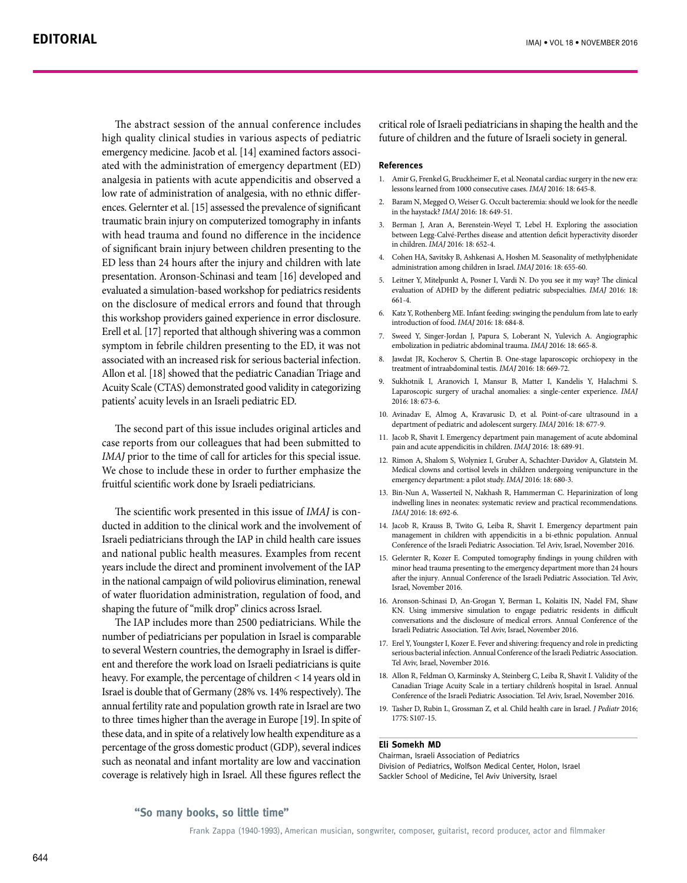The abstract session of the annual conference includes high quality clinical studies in various aspects of pediatric emergency medicine. Jacob et al. [14] examined factors associated with the administration of emergency department (ED) analgesia in patients with acute appendicitis and observed a low rate of administration of analgesia, with no ethnic differences. Gelernter et al. [15] assessed the prevalence of significant traumatic brain injury on computerized tomography in infants with head trauma and found no difference in the incidence of significant brain injury between children presenting to the ED less than 24 hours after the injury and children with late presentation. Aronson-Schinasi and team [16] developed and evaluated a simulation-based workshop for pediatrics residents on the disclosure of medical errors and found that through this workshop providers gained experience in error disclosure. Erell et al. [17] reported that although shivering was a common symptom in febrile children presenting to the ED, it was not associated with an increased risk for serious bacterial infection. Allon et al. [18] showed that the pediatric Canadian Triage and Acuity Scale (CTAS) demonstrated good validity in categorizing patients' acuity levels in an Israeli pediatric ED.

The second part of this issue includes original articles and case reports from our colleagues that had been submitted to *IMAJ* prior to the time of call for articles for this special issue. We chose to include these in order to further emphasize the fruitful scientific work done by Israeli pediatricians.

The scientific work presented in this issue of *IMAJ* is conducted in addition to the clinical work and the involvement of Israeli pediatricians through the IAP in child health care issues and national public health measures. Examples from recent years include the direct and prominent involvement of the IAP in the national campaign of wild poliovirus elimination, renewal of water fluoridation administration, regulation of food, and shaping the future of "milk drop" clinics across Israel.

The IAP includes more than 2500 pediatricians. While the number of pediatricians per population in Israel is comparable to several Western countries, the demography in Israel is different and therefore the work load on Israeli pediatricians is quite heavy. For example, the percentage of children < 14 years old in Israel is double that of Germany (28% vs. 14% respectively). The annual fertility rate and population growth rate in Israel are two to three times higher than the average in Europe [19]. In spite of these data, and in spite of a relatively low health expenditure as a percentage of the gross domestic product (GDP), several indices such as neonatal and infant mortality are low and vaccination coverage is relatively high in Israel. All these figures reflect the critical role of Israeli pediatricians in shaping the health and the future of children and the future of Israeli society in general.

#### References

1. Amir G, Frenkel G, Bruckheimer E, et al. Neonatal cardiac surgery in the new era: lessons learned from 1000 consecutive cases. *IMAJ* 2016: 18: 645-8.
2. Baram N, Megged O, Weiser G. Occult bacteremia: should we look for the needle in the haystack? *IMAJ* 2016: 18: 649-51.
3. Berman J, Aran A, Berenstein-Weyel T, Lebel H. Exploring the association between Legg-Calvé-Perthes disease and attention deficit hyperactivity disorder in children. *IMAJ* 2016: 18: 652-4.
4. Cohen HA, Savitsky B, Ashkenasi A, Hoshen M. Seasonality of methylphenidate administration among children in Israel. *IMAJ* 2016: 18: 655-60.
5. Leitner Y, Mitelpunkt A, Posner I, Vardi N. Do you see it my way? The clinical evaluation of ADHD by the different pediatric subspecialties. *IMAJ* 2016: 18: 661-4.
6. Katz Y, Rothenberg ME. Infant feeding: swinging the pendulum from late to early introduction of food. *IMAJ* 2016: 18: 684-8.
7. Sweed Y, Singer-Jordan J, Papura S, Loberant N, Yulevich A. Angiographic embolization in pediatric abdominal trauma. *IMAJ* 2016: 18: 665-8.
8. Jawdat JR, Kocherov S, Chertin B. One-stage laparoscopic orchiopexy in the treatment of intraabdominal testis. *IMAJ* 2016: 18: 669-72.
9. Sukhotnik I, Aranovich I, Mansur B, Matter I, Kandelis Y, Halachmi S. Laparoscopic surgery of urachal anomalies: a single-center experience. *IMAJ* 2016: 18: 673-6.
10. Avinadav E, Almog A, Kravarusic D, et al. Point-of-care ultrasound in a department of pediatric and adolescent surgery. *IMAJ* 2016: 18: 677-9.
11. Jacob R, Shavit I. Emergency department pain management of acute abdominal pain and acute appendicitis in children. *IMAJ* 2016: 18: 689-91.
12. Rimon A, Shalom S, Wolyniez I, Gruber A, Schachter-Davidov A, Glatstein M. Medical clowns and cortisol levels in children undergoing venipuncture in the emergency department: a pilot study. *IMAJ* 2016: 18: 680-3.
13. Bin-Nun A, Wasserteil N, Nakhash R, Hammerman C. Heparinization of long indwelling lines in neonates: systematic review and practical recommendations. *IMAJ* 2016: 18: 692-6.
14. Jacob R, Krauss B, Twito G, Leiba R, Shavit I. Emergency department pain management in children with appendicitis in a bi-ethnic population. Annual Conference of the Israeli Pediatric Association. Tel Aviv, Israel, November 2016.
15. Gelernter R, Kozer E. Computed tomography findings in young children with minor head trauma presenting to the emergency department more than 24 hours after the injury. Annual Conference of the Israeli Pediatric Association. Tel Aviv, Israel, November 2016.
16. Aronson-Schinasi D, An-Grogan Y, Berman L, Kolaitis IN, Nadel FM, Shaw KN. Using immersive simulation to engage pediatric residents in difficult conversations and the disclosure of medical errors. Annual Conference of the Israeli Pediatric Association. Tel Aviv, Israel, November 2016.
17. Erel Y, Youngster I, Kozer E. Fever and shivering: frequency and role in predicting serious bacterial infection. Annual Conference of the Israeli Pediatric Association. Tel Aviv, Israel, November 2016.
18. Allon R, Feldman O, Karminsky A, Steinberg C, Leiba R, Shavit I. Validity of the Canadian Triage Acuity Scale in a tertiary children's hospital in Israel. Annual Conference of the Israeli Pediatric Association. Tel Aviv, Israel, November 2016.
19. Tasher D, Rubin L, Grossman Z, et al. Child health care in Israel. *J Pediatr* 2016; 177S: S107-15.

**Eli Somekh MD**

Chairman, Israeli Association of Pediatrics
Division of Pediatrics, Wolfson Medical Center, Holon, Israel
Sackler School of Medicine, Tel Aviv University, Israel

**"So many books, so little time"**

Frank Zappa (1940-1993), American musician, songwriter, composer, guitarist, record producer, actor and filmmaker